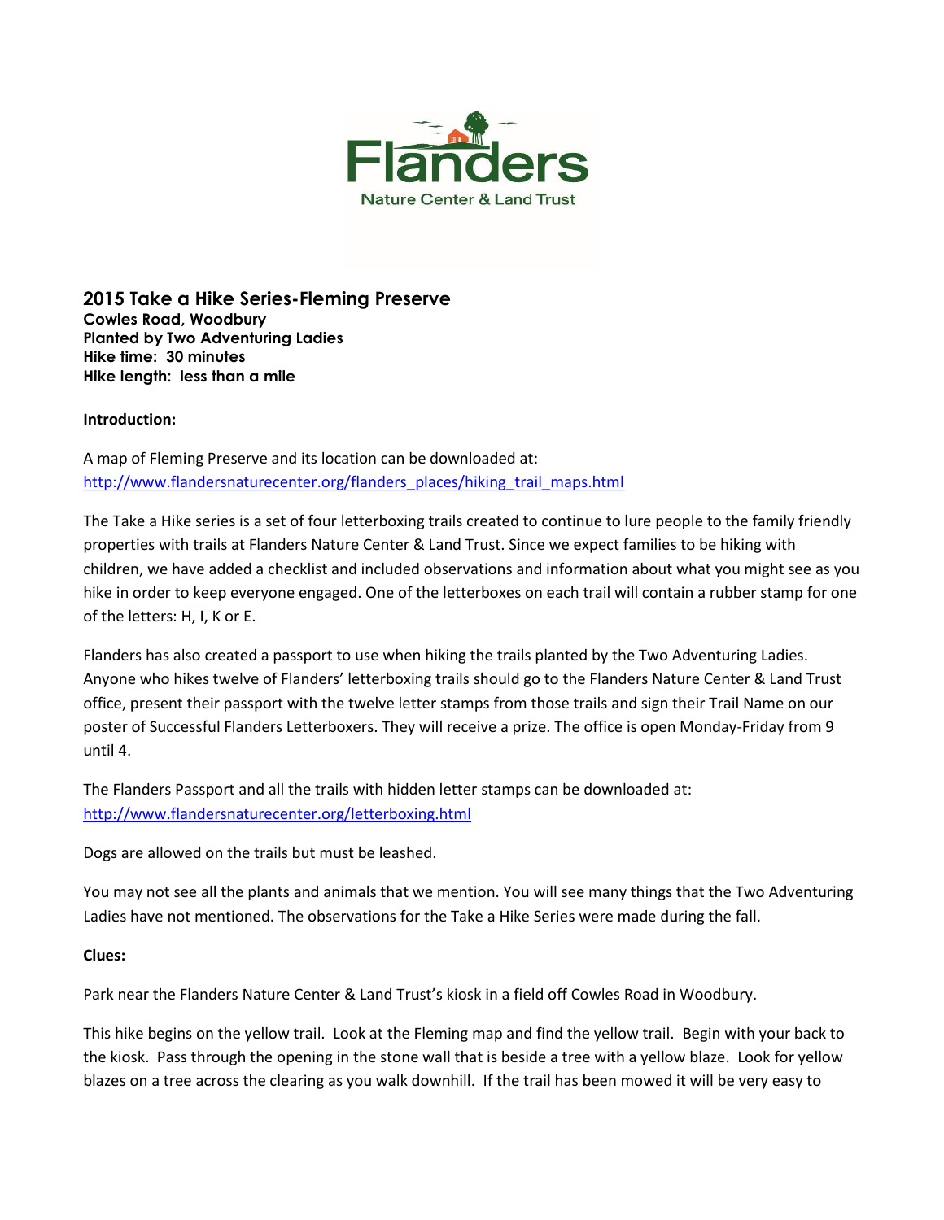Flanders
Nature Center & Land Trust

## 2015 Take a Hike Series-Fleming Preserve

**Cowles Road, Woodbury**
**Planted by Two Adventuring Ladies**
**Hike time: 30 minutes**
**Hike length: less than a mile**

**Introduction:**

A map of Fleming Preserve and its location can be downloaded at:
http://www.flandersnaturecenter.org/flanders_places/hiking_trail_maps.html

The Take a Hike series is a set of four letterboxing trails created to continue to lure people to the family friendly properties with trails at Flanders Nature Center & Land Trust. Since we expect families to be hiking with children, we have added a checklist and included observations and information about what you might see as you hike in order to keep everyone engaged. One of the letterboxes on each trail will contain a rubber stamp for one of the letters: H, I, K or E.

Flanders has also created a passport to use when hiking the trails planted by the Two Adventuring Ladies. Anyone who hikes twelve of Flanders' letterboxing trails should go to the Flanders Nature Center & Land Trust office, present their passport with the twelve letter stamps from those trails and sign their Trail Name on our poster of Successful Flanders Letterboxers. They will receive a prize. The office is open Monday-Friday from 9 until 4.

The Flanders Passport and all the trails with hidden letter stamps can be downloaded at:
http://www.flandersnaturecenter.org/letterboxing.html

Dogs are allowed on the trails but must be leashed.

You may not see all the plants and animals that we mention. You will see many things that the Two Adventuring Ladies have not mentioned. The observations for the Take a Hike Series were made during the fall.

**Clues:**

Park near the Flanders Nature Center & Land Trust's kiosk in a field off Cowles Road in Woodbury.

This hike begins on the yellow trail. Look at the Fleming map and find the yellow trail. Begin with your back to the kiosk. Pass through the opening in the stone wall that is beside a tree with a yellow blaze. Look for yellow blazes on a tree across the clearing as you walk downhill. If the trail has been mowed it will be very easy to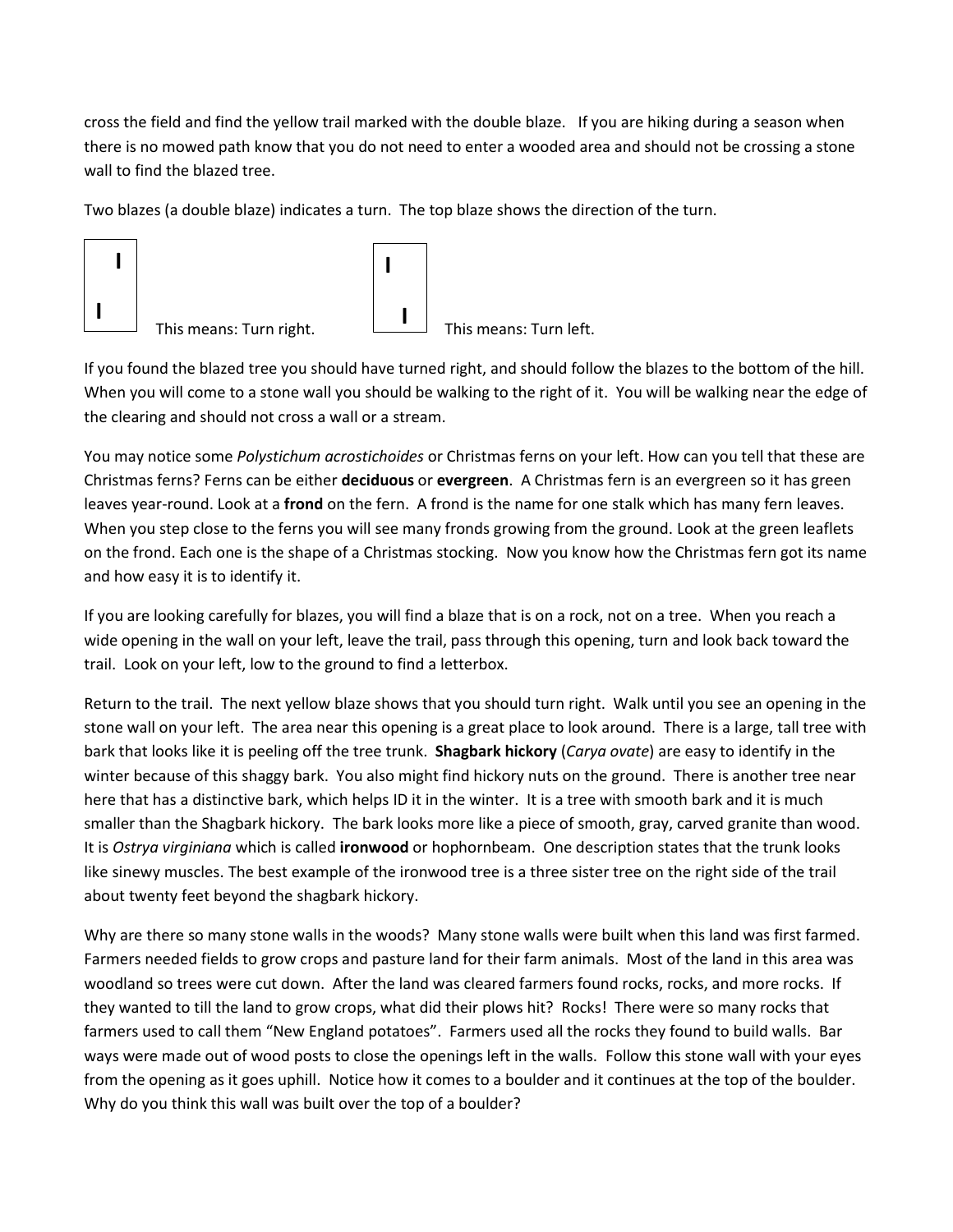cross the field and find the yellow trail marked with the double blaze. If you are hiking during a season when there is no mowed path know that you do not need to enter a wooded area and should not be crossing a stone wall to find the blazed tree.

Two blazes (a double blaze) indicates a turn. The top blaze shows the direction of the turn.

This means: Turn right.

This means: Turn left.

If you found the blazed tree you should have turned right, and should follow the blazes to the bottom of the hill. When you will come to a stone wall you should be walking to the right of it. You will be walking near the edge of the clearing and should not cross a wall or a stream.

You may notice some *Polystichum acrostichoides* or Christmas ferns on your left. How can you tell that these are Christmas ferns? Ferns can be either **deciduous** or **evergreen**. A Christmas fern is an evergreen so it has green leaves year-round. Look at a **frond** on the fern. A frond is the name for one stalk which has many fern leaves. When you step close to the ferns you will see many fronds growing from the ground. Look at the green leaflets on the frond. Each one is the shape of a Christmas stocking. Now you know how the Christmas fern got its name and how easy it is to identify it.

If you are looking carefully for blazes, you will find a blaze that is on a rock, not on a tree. When you reach a wide opening in the wall on your left, leave the trail, pass through this opening, turn and look back toward the trail. Look on your left, low to the ground to find a letterbox.

Return to the trail. The next yellow blaze shows that you should turn right. Walk until you see an opening in the stone wall on your left. The area near this opening is a great place to look around. There is a large, tall tree with bark that looks like it is peeling off the tree trunk. **Shagbark hickory** (*Carya ovate*) are easy to identify in the winter because of this shaggy bark. You also might find hickory nuts on the ground. There is another tree near here that has a distinctive bark, which helps ID it in the winter. It is a tree with smooth bark and it is much smaller than the Shagbark hickory. The bark looks more like a piece of smooth, gray, carved granite than wood. It is *Ostrya virginiana* which is called **ironwood** or hophornbeam. One description states that the trunk looks like sinewy muscles. The best example of the ironwood tree is a three sister tree on the right side of the trail about twenty feet beyond the shagbark hickory.

Why are there so many stone walls in the woods? Many stone walls were built when this land was first farmed. Farmers needed fields to grow crops and pasture land for their farm animals. Most of the land in this area was woodland so trees were cut down. After the land was cleared farmers found rocks, rocks, and more rocks. If they wanted to till the land to grow crops, what did their plows hit? Rocks! There were so many rocks that farmers used to call them "New England potatoes". Farmers used all the rocks they found to build walls. Bar ways were made out of wood posts to close the openings left in the walls. Follow this stone wall with your eyes from the opening as it goes uphill. Notice how it comes to a boulder and it continues at the top of the boulder. Why do you think this wall was built over the top of a boulder?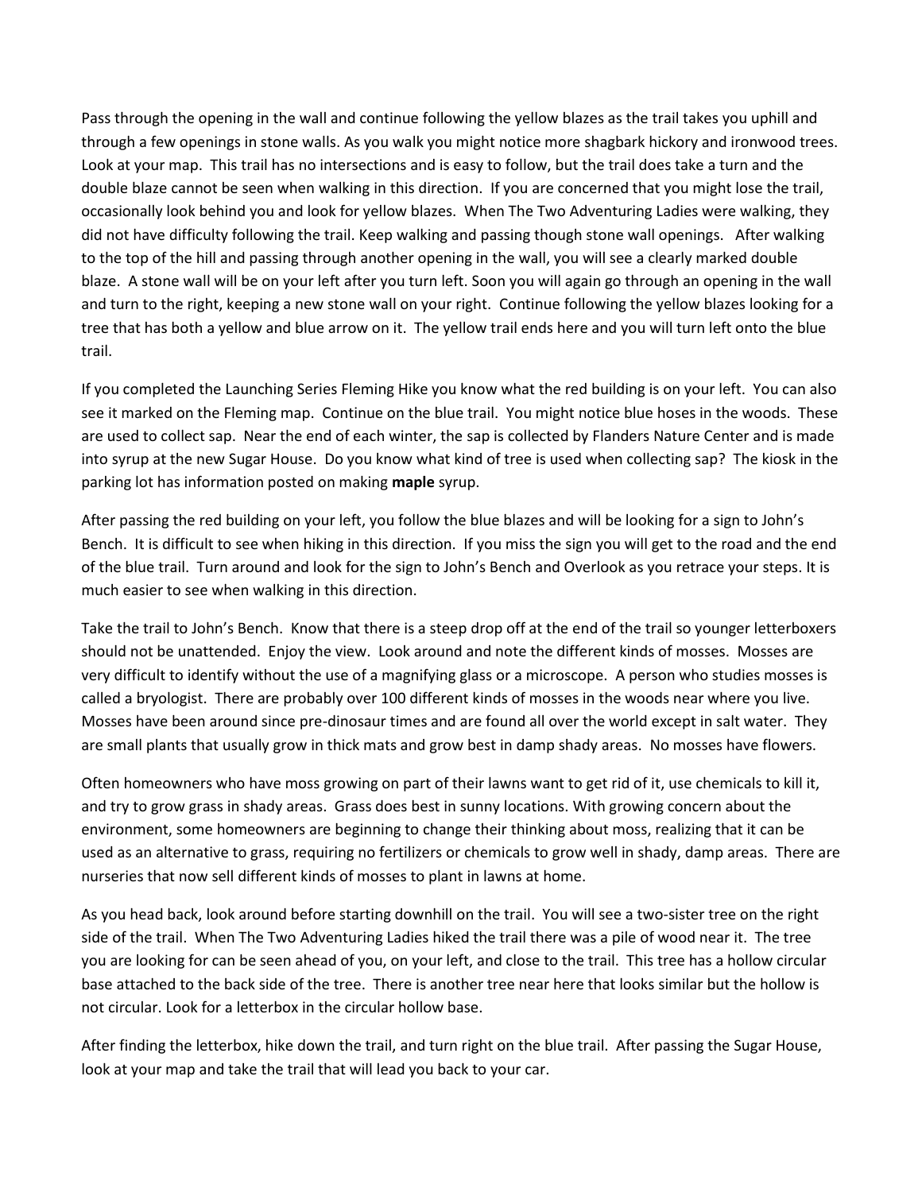Pass through the opening in the wall and continue following the yellow blazes as the trail takes you uphill and through a few openings in stone walls. As you walk you might notice more shagbark hickory and ironwood trees. Look at your map. This trail has no intersections and is easy to follow, but the trail does take a turn and the double blaze cannot be seen when walking in this direction. If you are concerned that you might lose the trail, occasionally look behind you and look for yellow blazes. When The Two Adventuring Ladies were walking, they did not have difficulty following the trail. Keep walking and passing though stone wall openings. After walking to the top of the hill and passing through another opening in the wall, you will see a clearly marked double blaze. A stone wall will be on your left after you turn left. Soon you will again go through an opening in the wall and turn to the right, keeping a new stone wall on your right. Continue following the yellow blazes looking for a tree that has both a yellow and blue arrow on it. The yellow trail ends here and you will turn left onto the blue trail.

If you completed the Launching Series Fleming Hike you know what the red building is on your left. You can also see it marked on the Fleming map. Continue on the blue trail. You might notice blue hoses in the woods. These are used to collect sap. Near the end of each winter, the sap is collected by Flanders Nature Center and is made into syrup at the new Sugar House. Do you know what kind of tree is used when collecting sap? The kiosk in the parking lot has information posted on making **maple** syrup.

After passing the red building on your left, you follow the blue blazes and will be looking for a sign to John's Bench. It is difficult to see when hiking in this direction. If you miss the sign you will get to the road and the end of the blue trail. Turn around and look for the sign to John's Bench and Overlook as you retrace your steps. It is much easier to see when walking in this direction.

Take the trail to John's Bench. Know that there is a steep drop off at the end of the trail so younger letterboxers should not be unattended. Enjoy the view. Look around and note the different kinds of mosses. Mosses are very difficult to identify without the use of a magnifying glass or a microscope. A person who studies mosses is called a bryologist. There are probably over 100 different kinds of mosses in the woods near where you live. Mosses have been around since pre-dinosaur times and are found all over the world except in salt water. They are small plants that usually grow in thick mats and grow best in damp shady areas. No mosses have flowers.

Often homeowners who have moss growing on part of their lawns want to get rid of it, use chemicals to kill it, and try to grow grass in shady areas. Grass does best in sunny locations. With growing concern about the environment, some homeowners are beginning to change their thinking about moss, realizing that it can be used as an alternative to grass, requiring no fertilizers or chemicals to grow well in shady, damp areas. There are nurseries that now sell different kinds of mosses to plant in lawns at home.

As you head back, look around before starting downhill on the trail. You will see a two-sister tree on the right side of the trail. When The Two Adventuring Ladies hiked the trail there was a pile of wood near it. The tree you are looking for can be seen ahead of you, on your left, and close to the trail. This tree has a hollow circular base attached to the back side of the tree. There is another tree near here that looks similar but the hollow is not circular. Look for a letterbox in the circular hollow base.

After finding the letterbox, hike down the trail, and turn right on the blue trail. After passing the Sugar House, look at your map and take the trail that will lead you back to your car.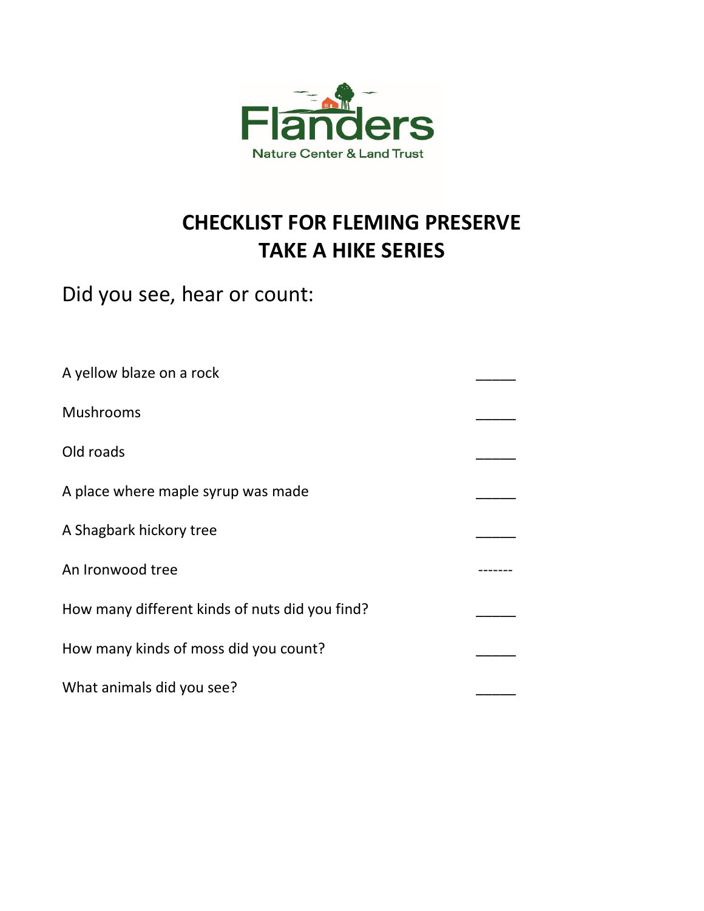Flanders

Nature Center & Land Trust

# CHECKLIST FOR FLEMING PRESERVE
# TAKE A HIKE SERIES

Did you see, hear or count:

| | |
|---|---|
| A yellow blaze on a rock | _____ |
| Mushrooms | _____ |
| Old roads | _____ |
| A place where maple syrup was made | _____ |
| A Shagbark hickory tree | _____ |
| An Ironwood tree | ------- |
| How many different kinds of nuts did you find? | _____ |
| How many kinds of moss did you count? | _____ |
| What animals did you see? | _____ |